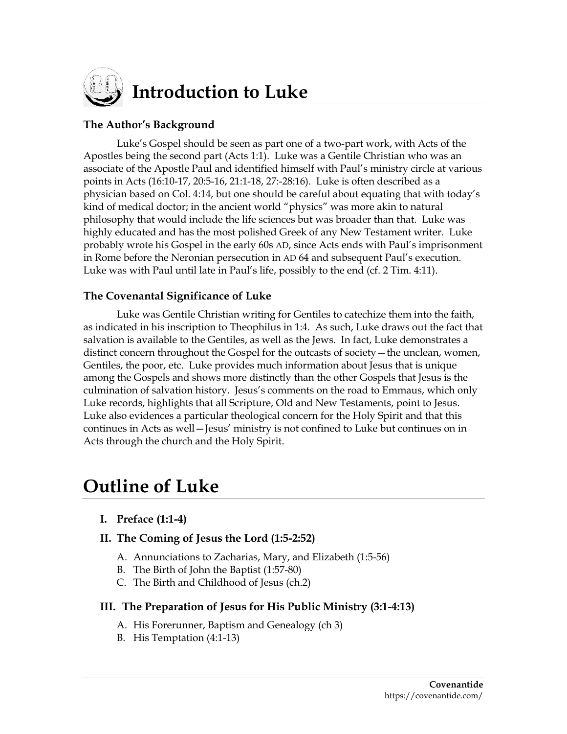# Introduction to Luke

### The Author's Background

Luke's Gospel should be seen as part one of a two-part work, with Acts of the Apostles being the second part (Acts 1:1). Luke was a Gentile Christian who was an associate of the Apostle Paul and identified himself with Paul's ministry circle at various points in Acts (16:10-17, 20:5-16, 21:1-18, 27:-28:16). Luke is often described as a physician based on Col. 4:14, but one should be careful about equating that with today's kind of medical doctor; in the ancient world "physics" was more akin to natural philosophy that would include the life sciences but was broader than that. Luke was highly educated and has the most polished Greek of any New Testament writer. Luke probably wrote his Gospel in the early 60s AD, since Acts ends with Paul's imprisonment in Rome before the Neronian persecution in AD 64 and subsequent Paul's execution. Luke was with Paul until late in Paul's life, possibly to the end (cf. 2 Tim. 4:11).

### The Covenantal Significance of Luke

Luke was Gentile Christian writing for Gentiles to catechize them into the faith, as indicated in his inscription to Theophilus in 1:4. As such, Luke draws out the fact that salvation is available to the Gentiles, as well as the Jews. In fact, Luke demonstrates a distinct concern throughout the Gospel for the outcasts of society—the unclean, women, Gentiles, the poor, etc. Luke provides much information about Jesus that is unique among the Gospels and shows more distinctly than the other Gospels that Jesus is the culmination of salvation history. Jesus's comments on the road to Emmaus, which only Luke records, highlights that all Scripture, Old and New Testaments, point to Jesus. Luke also evidences a particular theological concern for the Holy Spirit and that this continues in Acts as well—Jesus' ministry is not confined to Luke but continues on in Acts through the church and the Holy Spirit.

# Outline of Luke

### I. Preface (1:1-4)

### II. The Coming of Jesus the Lord (1:5-2:52)

A. Annunciations to Zacharias, Mary, and Elizabeth (1:5-56)
B. The Birth of John the Baptist (1:57-80)
C. The Birth and Childhood of Jesus (ch.2)

### III. The Preparation of Jesus for His Public Ministry (3:1-4:13)

A. His Forerunner, Baptism and Genealogy (ch 3)
B. His Temptation (4:1-13)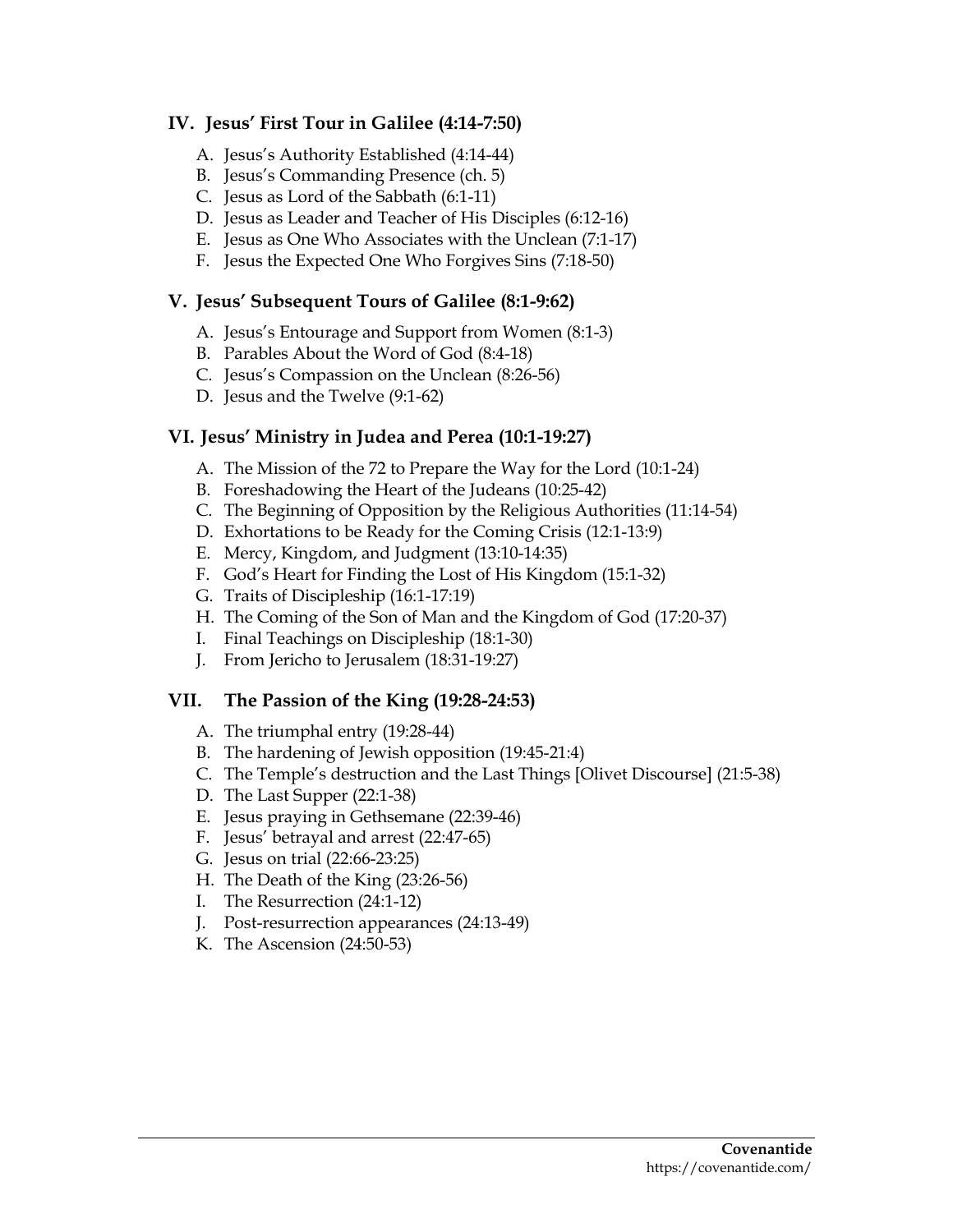## IV. Jesus' First Tour in Galilee (4:14-7:50)

A. Jesus's Authority Established (4:14-44)
B. Jesus's Commanding Presence (ch. 5)
C. Jesus as Lord of the Sabbath (6:1-11)
D. Jesus as Leader and Teacher of His Disciples (6:12-16)
E. Jesus as One Who Associates with the Unclean (7:1-17)
F. Jesus the Expected One Who Forgives Sins (7:18-50)

## V. Jesus' Subsequent Tours of Galilee (8:1-9:62)

A. Jesus's Entourage and Support from Women (8:1-3)
B. Parables About the Word of God (8:4-18)
C. Jesus's Compassion on the Unclean (8:26-56)
D. Jesus and the Twelve (9:1-62)

## VI. Jesus' Ministry in Judea and Perea (10:1-19:27)

A. The Mission of the 72 to Prepare the Way for the Lord (10:1-24)
B. Foreshadowing the Heart of the Judeans (10:25-42)
C. The Beginning of Opposition by the Religious Authorities (11:14-54)
D. Exhortations to be Ready for the Coming Crisis (12:1-13:9)
E. Mercy, Kingdom, and Judgment (13:10-14:35)
F. God's Heart for Finding the Lost of His Kingdom (15:1-32)
G. Traits of Discipleship (16:1-17:19)
H. The Coming of the Son of Man and the Kingdom of God (17:20-37)
I. Final Teachings on Discipleship (18:1-30)
J. From Jericho to Jerusalem (18:31-19:27)

## VII. The Passion of the King (19:28-24:53)

A. The triumphal entry (19:28-44)
B. The hardening of Jewish opposition (19:45-21:4)
C. The Temple's destruction and the Last Things [Olivet Discourse] (21:5-38)
D. The Last Supper (22:1-38)
E. Jesus praying in Gethsemane (22:39-46)
F. Jesus' betrayal and arrest (22:47-65)
G. Jesus on trial (22:66-23:25)
H. The Death of the King (23:26-56)
I. The Resurrection (24:1-12)
J. Post-resurrection appearances (24:13-49)
K. The Ascension (24:50-53)